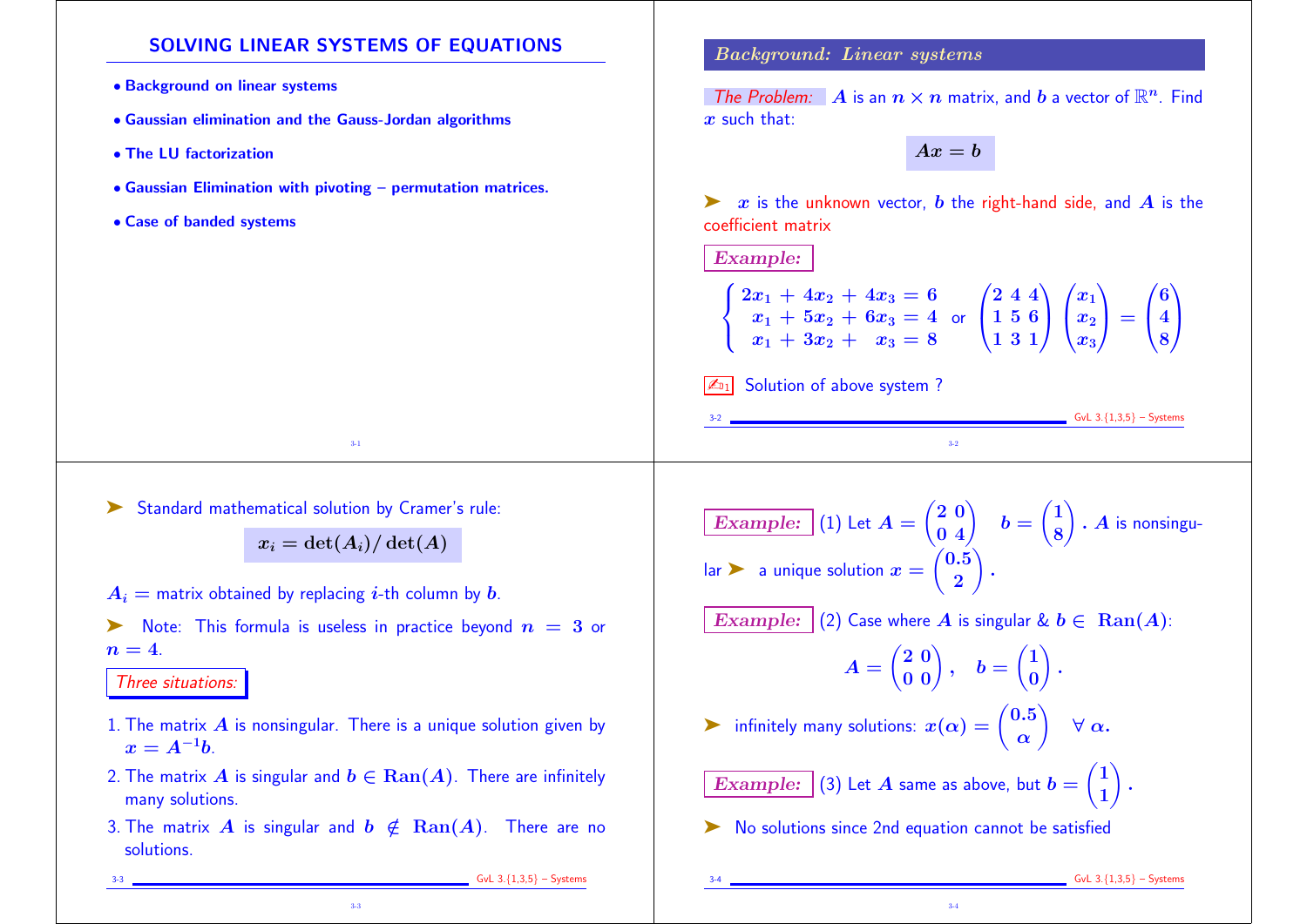# SOLVING LINEAR SYSTEMS OF EQUATIONS

- Background on linear systems
- Gaussian elimination and the Gauss-Jordan algorithms
- The LU factorization
- Gaussian Elimination with pivoting – permutation matrices.
- Case of banded systems

## Background: Linear systems

*The Problem:* $A$ is an $n \times n$ matrix, and $b$ a vector of $\mathbb{R}^n$. Find $x$ such that:

$$Ax = b$$

➤ $x$ is the unknown vector, $b$ the right-hand side, and $A$ is the coefficient matrix

*Example:*

$$\begin{cases} 2x_1 + 4x_2 + 4x_3 = 6 \\ x_1 + 5x_2 + 6x_3 = 4 \\ x_1 + 3x_2 + x_3 = 8 \end{cases} \quad \text{or} \quad \begin{pmatrix} 2 & 4 & 4 \\ 1 & 5 & 6 \\ 1 & 3 & 1 \end{pmatrix} \begin{pmatrix} x_1 \\ x_2 \\ x_3 \end{pmatrix} = \begin{pmatrix} 6 \\ 4 \\ 8 \end{pmatrix}$$

✍01 Solution of above system ?

---

➤ Standard mathematical solution by Cramer's rule:

$$x_i = \det(A_i) / \det(A)$$

$A_i$ = matrix obtained by replacing $i$-th column by $b$.

➤ Note: This formula is useless in practice beyond $n = 3$ or $n = 4$.

*Three situations:*

1. The matrix $A$ is nonsingular. There is a unique solution given by $x = A^{-1}b$.
2. The matrix $A$ is singular and $b \in \text{Ran}(A)$. There are infinitely many solutions.
3. The matrix $A$ is singular and $b \notin \text{Ran}(A)$. There are no solutions.

---

*Example:* (1) Let $A = \begin{pmatrix} 2 & 0 \\ 0 & 4 \end{pmatrix}$ $\quad b = \begin{pmatrix} 1 \\ 8 \end{pmatrix}$. $A$ is nonsingular ➤ a unique solution $x = \begin{pmatrix} 0.5 \\ 2 \end{pmatrix}$.

*Example:* (2) Case where $A$ is singular & $b \in \text{Ran}(A)$:

$$A = \begin{pmatrix} 2 & 0 \\ 0 & 0 \end{pmatrix}, \quad b = \begin{pmatrix} 1 \\ 0 \end{pmatrix}.$$

➤ infinitely many solutions: $x(\alpha) = \begin{pmatrix} 0.5 \\ \alpha \end{pmatrix} \quad \forall \alpha.$

*Example:* (3) Let $A$ same as above, but $b = \begin{pmatrix} 1 \\ 1 \end{pmatrix}$.

➤ No solutions since 2nd equation cannot be satisfied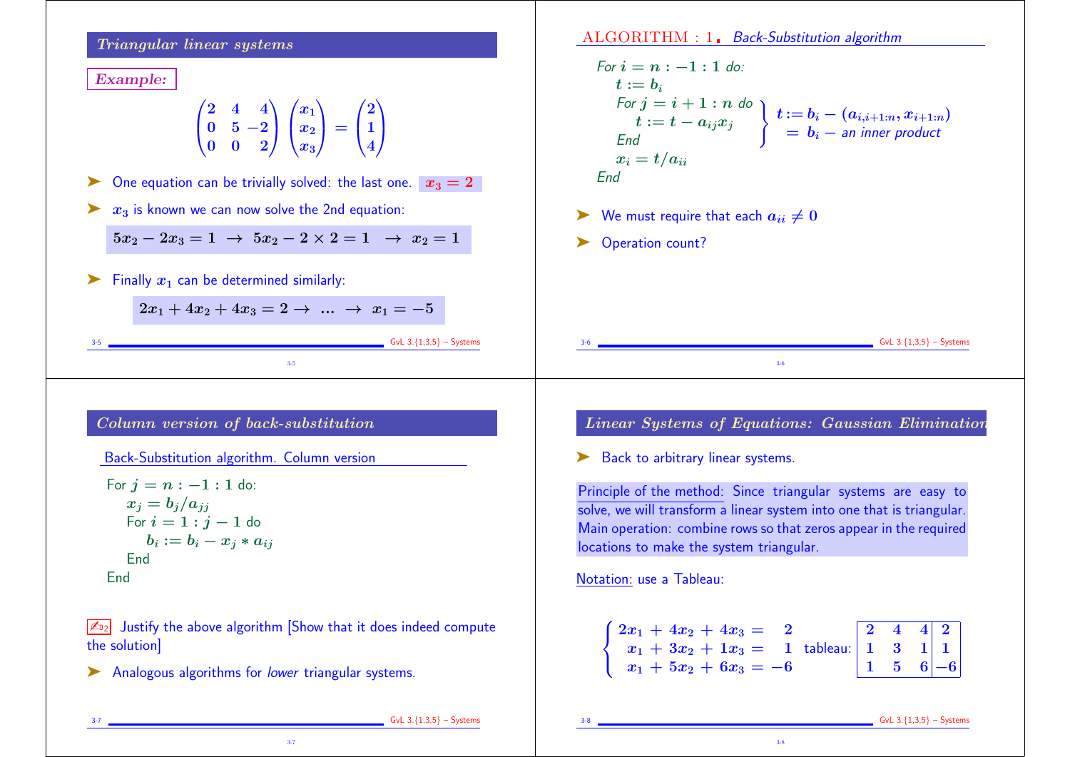## Triangular linear systems

**Example:**

$$\begin{pmatrix} 2 & 4 & 4 \\ 0 & 5 & -2 \\ 0 & 0 & 2 \end{pmatrix} \begin{pmatrix} x_1 \\ x_2 \\ x_3 \end{pmatrix} = \begin{pmatrix} 2 \\ 1 \\ 4 \end{pmatrix}$$

- One equation can be trivially solved: the last one. $x_3 = 2$
- $x_3$ is known we can now solve the 2nd equation:

$$5x_2 - 2x_3 = 1 \ \rightarrow \ 5x_2 - 2 \times 2 = 1 \ \ \rightarrow \ x_2 = 1$$

- Finally $x_1$ can be determined similarly:

$$2x_1 + 4x_2 + 4x_3 = 2 \rightarrow \ ... \ \rightarrow \ x_1 = -5$$

## ALGORITHM : 1. *Back-Substitution algorithm*

*For* $i = n : -1 : 1$ *do:*
  $t := b_i$
  *For* $j = i + 1 : n$ *do*
    $t := t - a_{ij} x_j$
  *End*
  $x_i = t / a_{ii}$
*End*

$t := b_i - (a_{i,i+1:n}, x_{i+1:n})$
$= b_i -$ *an inner product*

- We must require that each $a_{ii} \neq 0$
- Operation count?

## Column version of back-substitution

Back-Substitution algorithm. Column version

For $j = n : -1 : 1$ do:
  $x_j = b_j / a_{jj}$
  For $i = 1 : j - 1$ do
    $b_i := b_i - x_j * a_{ij}$
  End
End

✍ Justify the above algorithm [Show that it does indeed compute the solution]

- Analogous algorithms for *lower* triangular systems.

## Linear Systems of Equations: Gaussian Elimination

- Back to arbitrary linear systems.

Principle of the method: Since triangular systems are easy to solve, we will transform a linear system into one that is triangular. Main operation: combine rows so that zeros appear in the required locations to make the system triangular.

Notation: use a Tableau:

$$\begin{cases} 2x_1 + 4x_2 + 4x_3 = 2 \\ x_1 + 3x_2 + 1x_3 = 1 \\ x_1 + 5x_2 + 6x_3 = -6 \end{cases}$$

tableau:

| | | | |
|---|---|---|---|
| 2 | 4 | 4 | 2 |
| 1 | 3 | 1 | 1 |
| 1 | 5 | 6 | −6 |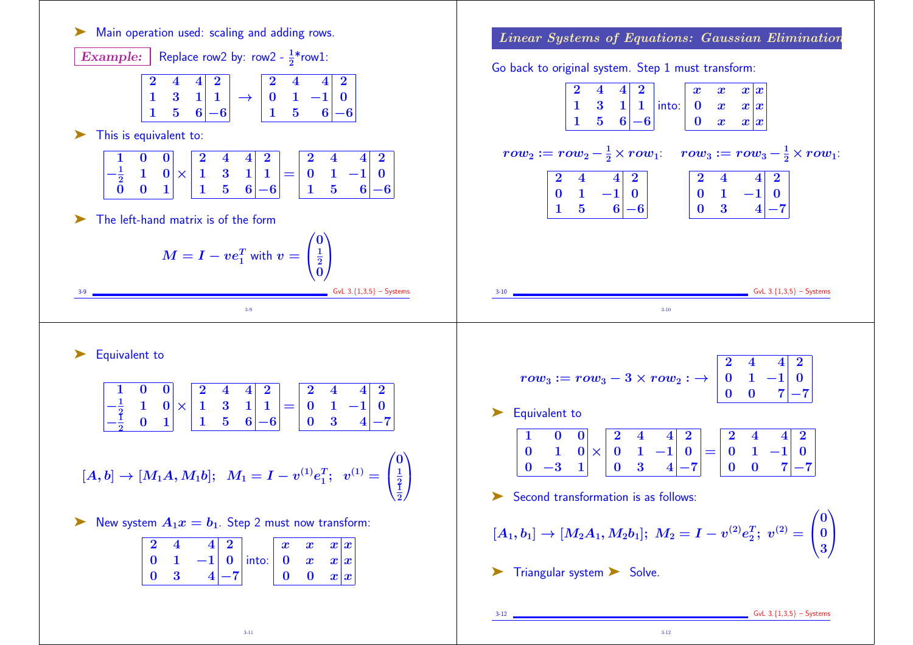- Main operation used: scaling and adding rows.

**Example:** Replace row2 by: row2 - $\frac{1}{2}$*row1:

$$\left[\begin{array}{ccc|c} 2 & 4 & 4 & 2 \\ 1 & 3 & 1 & 1 \\ 1 & 5 & 6 & -6 \end{array}\right] \rightarrow \left[\begin{array}{ccc|c} 2 & 4 & 4 & 2 \\ 0 & 1 & -1 & 0 \\ 1 & 5 & 6 & -6 \end{array}\right]$$

- This is equivalent to:

$$\begin{bmatrix} 1 & 0 & 0 \\ -\frac{1}{2} & 1 & 0 \\ 0 & 0 & 1 \end{bmatrix} \times \left[\begin{array}{ccc|c} 2 & 4 & 4 & 2 \\ 1 & 3 & 1 & 1 \\ 1 & 5 & 6 & -6 \end{array}\right] = \left[\begin{array}{ccc|c} 2 & 4 & 4 & 2 \\ 0 & 1 & -1 & 0 \\ 1 & 5 & 6 & -6 \end{array}\right]$$

- The left-hand matrix is of the form

$$M = I - ve_1^T \text{ with } v = \begin{pmatrix} 0 \\ \frac{1}{2} \\ 0 \end{pmatrix}$$

## Linear Systems of Equations: Gaussian Elimination

Go back to original system. Step 1 must transform:

$$\left[\begin{array}{ccc|c} 2 & 4 & 4 & 2 \\ 1 & 3 & 1 & 1 \\ 1 & 5 & 6 & -6 \end{array}\right] \text{ into: } \left[\begin{array}{ccc|c} x & x & x & x \\ 0 & x & x & x \\ 0 & x & x & x \end{array}\right]$$

$row_2 := row_2 - \frac{1}{2} \times row_1$:

$$\left[\begin{array}{ccc|c} 2 & 4 & 4 & 2 \\ 0 & 1 & -1 & 0 \\ 1 & 5 & 6 & -6 \end{array}\right]$$

$row_3 := row_3 - \frac{1}{2} \times row_1$:

$$\left[\begin{array}{ccc|c} 2 & 4 & 4 & 2 \\ 0 & 1 & -1 & 0 \\ 0 & 3 & 4 & -7 \end{array}\right]$$

- Equivalent to

$$\begin{bmatrix} 1 & 0 & 0 \\ -\frac{1}{2} & 1 & 0 \\ -\frac{1}{2} & 0 & 1 \end{bmatrix} \times \left[\begin{array}{ccc|c} 2 & 4 & 4 & 2 \\ 1 & 3 & 1 & 1 \\ 1 & 5 & 6 & -6 \end{array}\right] = \left[\begin{array}{ccc|c} 2 & 4 & 4 & 2 \\ 0 & 1 & -1 & 0 \\ 0 & 3 & 4 & -7 \end{array}\right]$$

$$[A, b] \rightarrow [M_1 A, M_1 b]; \quad M_1 = I - v^{(1)} e_1^T; \quad v^{(1)} = \begin{pmatrix} 0 \\ \frac{1}{2} \\ \frac{1}{2} \end{pmatrix}$$

- New system $A_1 x = b_1$. Step 2 must now transform:

$$\left[\begin{array}{ccc|c} 2 & 4 & 4 & 2 \\ 0 & 1 & -1 & 0 \\ 0 & 3 & 4 & -7 \end{array}\right] \text{ into: } \left[\begin{array}{ccc|c} x & x & x & x \\ 0 & x & x & x \\ 0 & 0 & x & x \end{array}\right]$$

$$row_3 := row_3 - 3 \times row_2 : \rightarrow \left[\begin{array}{ccc|c} 2 & 4 & 4 & 2 \\ 0 & 1 & -1 & 0 \\ 0 & 0 & 7 & -7 \end{array}\right]$$

- Equivalent to

$$\begin{bmatrix} 1 & 0 & 0 \\ 0 & 1 & 0 \\ 0 & -3 & 1 \end{bmatrix} \times \left[\begin{array}{ccc|c} 2 & 4 & 4 & 2 \\ 0 & 1 & -1 & 0 \\ 0 & 3 & 4 & -7 \end{array}\right] = \left[\begin{array}{ccc|c} 2 & 4 & 4 & 2 \\ 0 & 1 & -1 & 0 \\ 0 & 0 & 7 & -7 \end{array}\right]$$

- Second transformation is as follows:

$$[A_1, b_1] \rightarrow [M_2 A_1, M_2 b_1]; \; M_2 = I - v^{(2)} e_2^T; \; v^{(2)} = \begin{pmatrix} 0 \\ 0 \\ 3 \end{pmatrix}$$

- Triangular system ➤ Solve.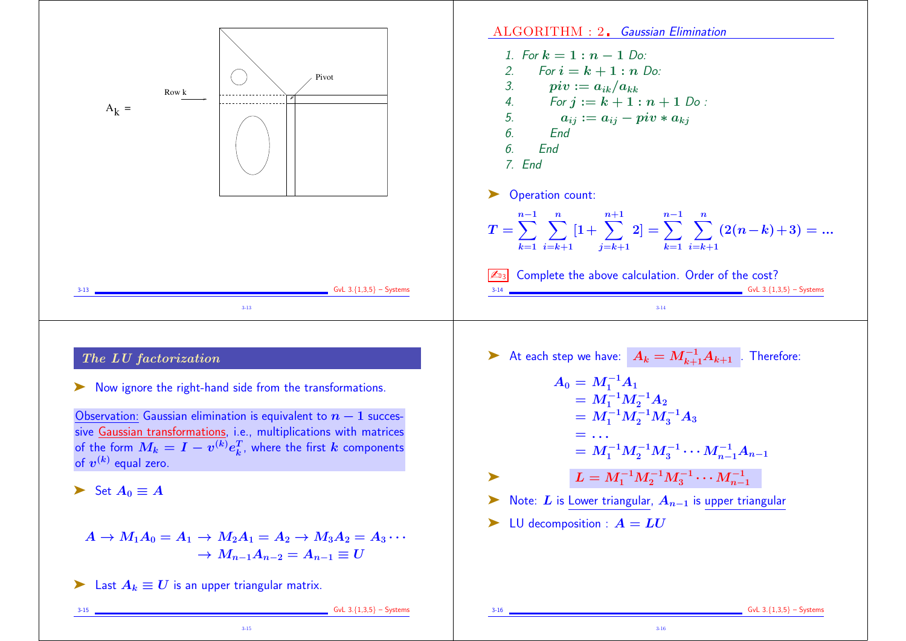$A_k =$

Row k

Pivot

ALGORITHM : 2. *Gaussian Elimination*

1. For $k = 1 : n-1$ Do:
2. For $i = k+1 : n$ Do:
3. $piv := a_{ik}/a_{kk}$
4. For $j := k+1 : n+1$ Do :
5. $a_{ij} := a_{ij} - piv * a_{kj}$
6. End
6. End
7. End

➤ Operation count:

$$T = \sum_{k=1}^{n-1} \sum_{i=k+1}^{n} [1 + \sum_{j=k+1}^{n+1} 2] = \sum_{k=1}^{n-1} \sum_{i=k+1}^{n} (2(n-k)+3) = \ldots$$

✍$_{3}$ Complete the above calculation. Order of the cost?

## The LU factorization

➤ Now ignore the right-hand side from the transformations.

Observation: Gaussian elimination is equivalent to $n-1$ successive Gaussian transformations, i.e., multiplications with matrices of the form $M_k = I - v^{(k)} e_k^T$, where the first $k$ components of $v^{(k)}$ equal zero.

➤ Set $A_0 \equiv A$

$$A \to M_1 A_0 = A_1 \to M_2 A_1 = A_2 \to M_3 A_2 = A_3 \cdots \\ \to M_{n-1} A_{n-2} = A_{n-1} \equiv U$$

➤ Last $A_k \equiv U$ is an upper triangular matrix.

➤ At each step we have: $A_k = M_{k+1}^{-1} A_{k+1}$ . Therefore:

$$\begin{aligned} A_0 &= M_1^{-1} A_1 \\ &= M_1^{-1} M_2^{-1} A_2 \\ &= M_1^{-1} M_2^{-1} M_3^{-1} A_3 \\ &= \ldots \\ &= M_1^{-1} M_2^{-1} M_3^{-1} \cdots M_{n-1}^{-1} A_{n-1} \end{aligned}$$

➤ $L = M_1^{-1} M_2^{-1} M_3^{-1} \cdots M_{n-1}^{-1}$

➤ Note: $L$ is Lower triangular, $A_{n-1}$ is upper triangular

➤ LU decomposition : $A = LU$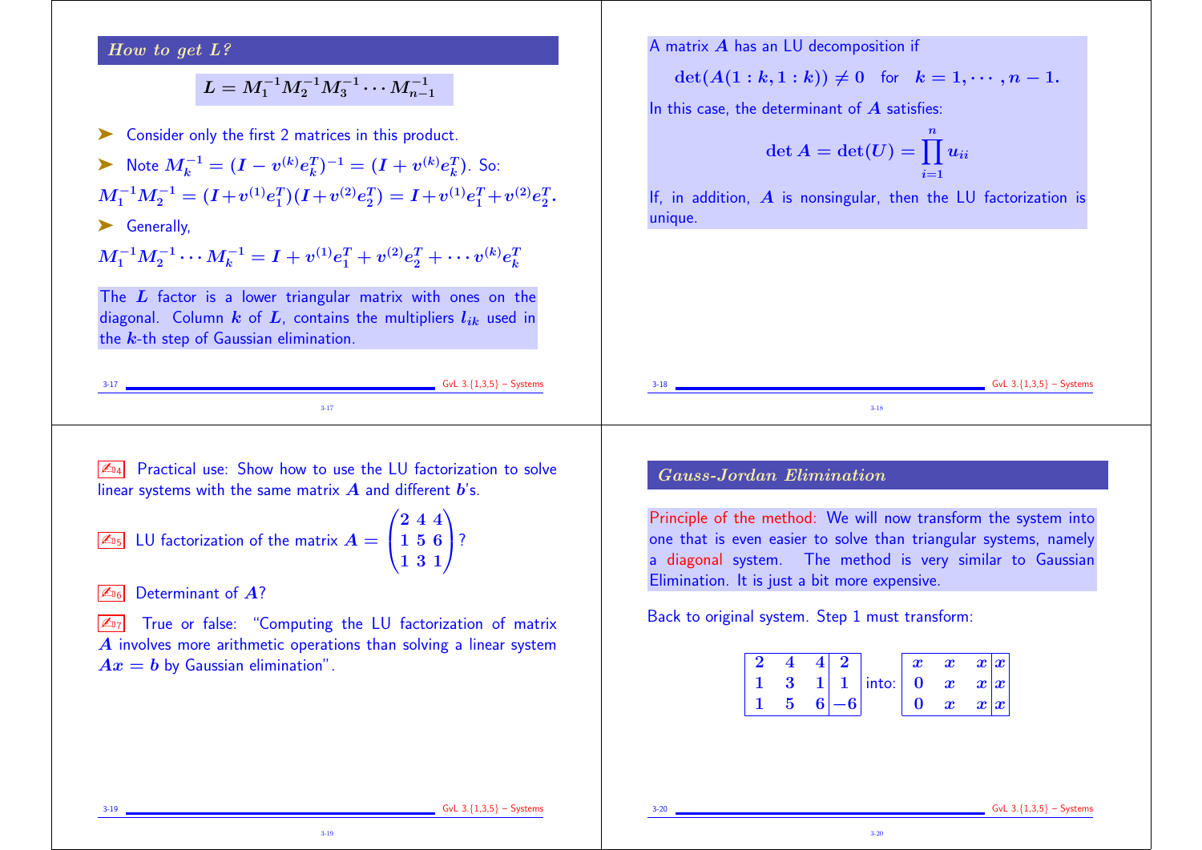## How to get L?

$$L = M_1^{-1} M_2^{-1} M_3^{-1} \cdots M_{n-1}^{-1}$$

- Consider only the first 2 matrices in this product.
- Note $M_k^{-1} = (I - v^{(k)} e_k^T)^{-1} = (I + v^{(k)} e_k^T)$. So:

$$M_1^{-1} M_2^{-1} = (I + v^{(1)} e_1^T)(I + v^{(2)} e_2^T) = I + v^{(1)} e_1^T + v^{(2)} e_2^T.$$

- Generally,

$$M_1^{-1} M_2^{-1} \cdots M_k^{-1} = I + v^{(1)} e_1^T + v^{(2)} e_2^T + \cdots v^{(k)} e_k^T$$

The $L$ factor is a lower triangular matrix with ones on the diagonal. Column $k$ of $L$, contains the multipliers $l_{ik}$ used in the $k$-th step of Gaussian elimination.

A matrix $A$ has an LU decomposition if

$$\det(A(1:k, 1:k)) \neq 0 \quad \text{for} \quad k = 1, \cdots, n-1.$$

In this case, the determinant of $A$ satisfies:

$$\det A = \det(U) = \prod_{i=1}^{n} u_{ii}$$

If, in addition, $A$ is nonsingular, then the LU factorization is unique.

D4 Practical use: Show how to use the LU factorization to solve linear systems with the same matrix $A$ and different $b$'s.

D5 LU factorization of the matrix $A = \begin{pmatrix} 2 & 4 & 4 \\ 1 & 5 & 6 \\ 1 & 3 & 1 \end{pmatrix}$?

D6 Determinant of $A$?

D7 True or false: "Computing the LU factorization of matrix $A$ involves more arithmetic operations than solving a linear system $Ax = b$ by Gaussian elimination".

## Gauss-Jordan Elimination

Principle of the method: We will now transform the system into one that is even easier to solve than triangular systems, namely a diagonal system. The method is very similar to Gaussian Elimination. It is just a bit more expensive.

Back to original system. Step 1 must transform:

$$\left(\begin{array}{ccc|c} 2 & 4 & 4 & 2 \\ 1 & 3 & 1 & 1 \\ 1 & 5 & 6 & -6 \end{array}\right) \quad \text{into:} \quad \left(\begin{array}{ccc|c} x & x & x & x \\ 0 & x & x & x \\ 0 & x & x & x \end{array}\right)$$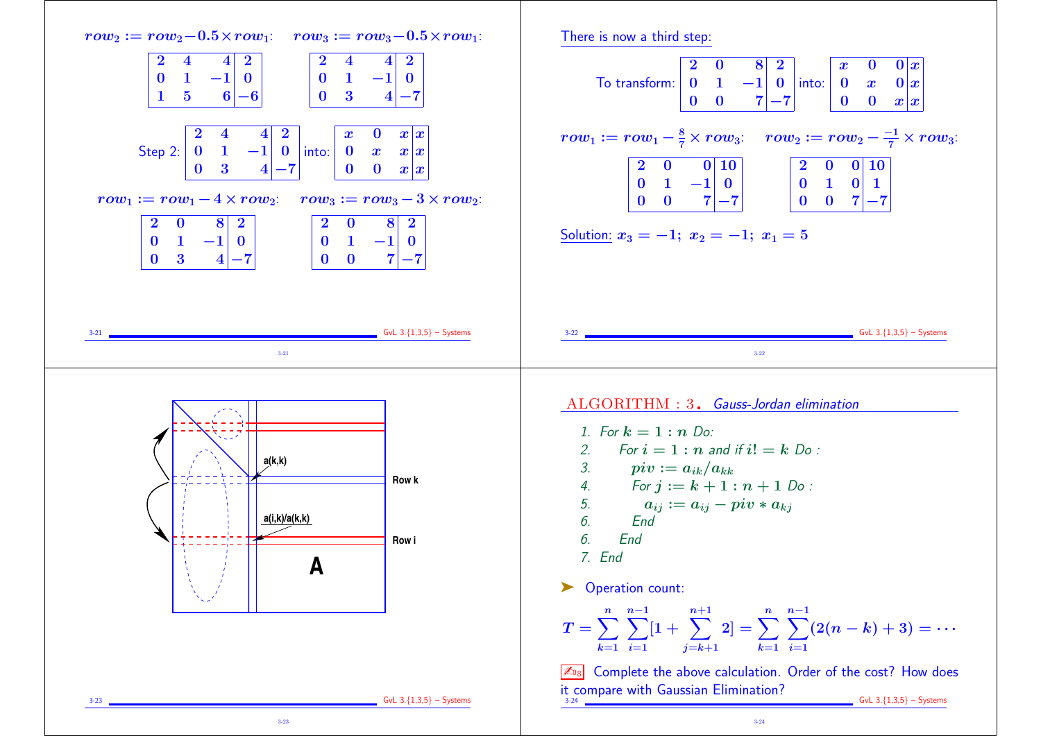$row_2 := row_2 - 0.5 \times row_1$:

$$\left[\begin{array}{ccc|c} 2 & 4 & 4 & 2 \\ 0 & 1 & -1 & 0 \\ 1 & 5 & 6 & -6 \end{array}\right]$$

$row_3 := row_3 - 0.5 \times row_1$:

$$\left[\begin{array}{ccc|c} 2 & 4 & 4 & 2 \\ 0 & 1 & -1 & 0 \\ 0 & 3 & 4 & -7 \end{array}\right]$$

Step 2: $\left[\begin{array}{ccc|c} 2 & 4 & 4 & 2 \\ 0 & 1 & -1 & 0 \\ 0 & 3 & 4 & -7 \end{array}\right]$ into: $\left[\begin{array}{ccc|c} x & 0 & x & x \\ 0 & x & x & x \\ 0 & 0 & x & x \end{array}\right]$

$row_1 := row_1 - 4 \times row_2$:

$$\left[\begin{array}{ccc|c} 2 & 0 & 8 & 2 \\ 0 & 1 & -1 & 0 \\ 0 & 3 & 4 & -7 \end{array}\right]$$

$row_3 := row_3 - 3 \times row_2$:

$$\left[\begin{array}{ccc|c} 2 & 0 & 8 & 2 \\ 0 & 1 & -1 & 0 \\ 0 & 0 & 7 & -7 \end{array}\right]$$

There is now a third step:

To transform: $\left[\begin{array}{ccc|c} 2 & 0 & 8 & 2 \\ 0 & 1 & -1 & 0 \\ 0 & 0 & 7 & -7 \end{array}\right]$ into: $\left[\begin{array}{ccc|c} x & 0 & 0 & x \\ 0 & x & 0 & x \\ 0 & 0 & x & x \end{array}\right]$

$row_1 := row_1 - \frac{8}{7} \times row_3$:

$$\left[\begin{array}{ccc|c} 2 & 0 & 0 & 10 \\ 0 & 1 & -1 & 0 \\ 0 & 0 & 7 & -7 \end{array}\right]$$

$row_2 := row_2 - \frac{-1}{7} \times row_3$:

$$\left[\begin{array}{ccc|c} 2 & 0 & 0 & 10 \\ 0 & 1 & 0 & 1 \\ 0 & 0 & 7 & -7 \end{array}\right]$$

Solution: $x_3 = -1;\ x_2 = -1;\ x_1 = 5$

a(k,k)

a(i,k)/a(k,k)

Row k

Row i

A

## ALGORITHM : 3. *Gauss-Jordan elimination*

1. For $k = 1 : n$ Do:
2. For $i = 1 : n$ and if $i! = k$ Do :
3. $piv := a_{ik}/a_{kk}$
4. For $j := k + 1 : n + 1$ Do :
5. $a_{ij} := a_{ij} - piv * a_{kj}$
6. End
6. End
7. End

➤ Operation count:

$$T = \sum_{k=1}^{n} \sum_{i=1}^{n-1} [1 + \sum_{j=k+1}^{n+1} 2] = \sum_{k=1}^{n} \sum_{i=1}^{n-1} (2(n-k) + 3) = \cdots$$

✍₈ Complete the above calculation. Order of the cost? How does it compare with Gaussian Elimination?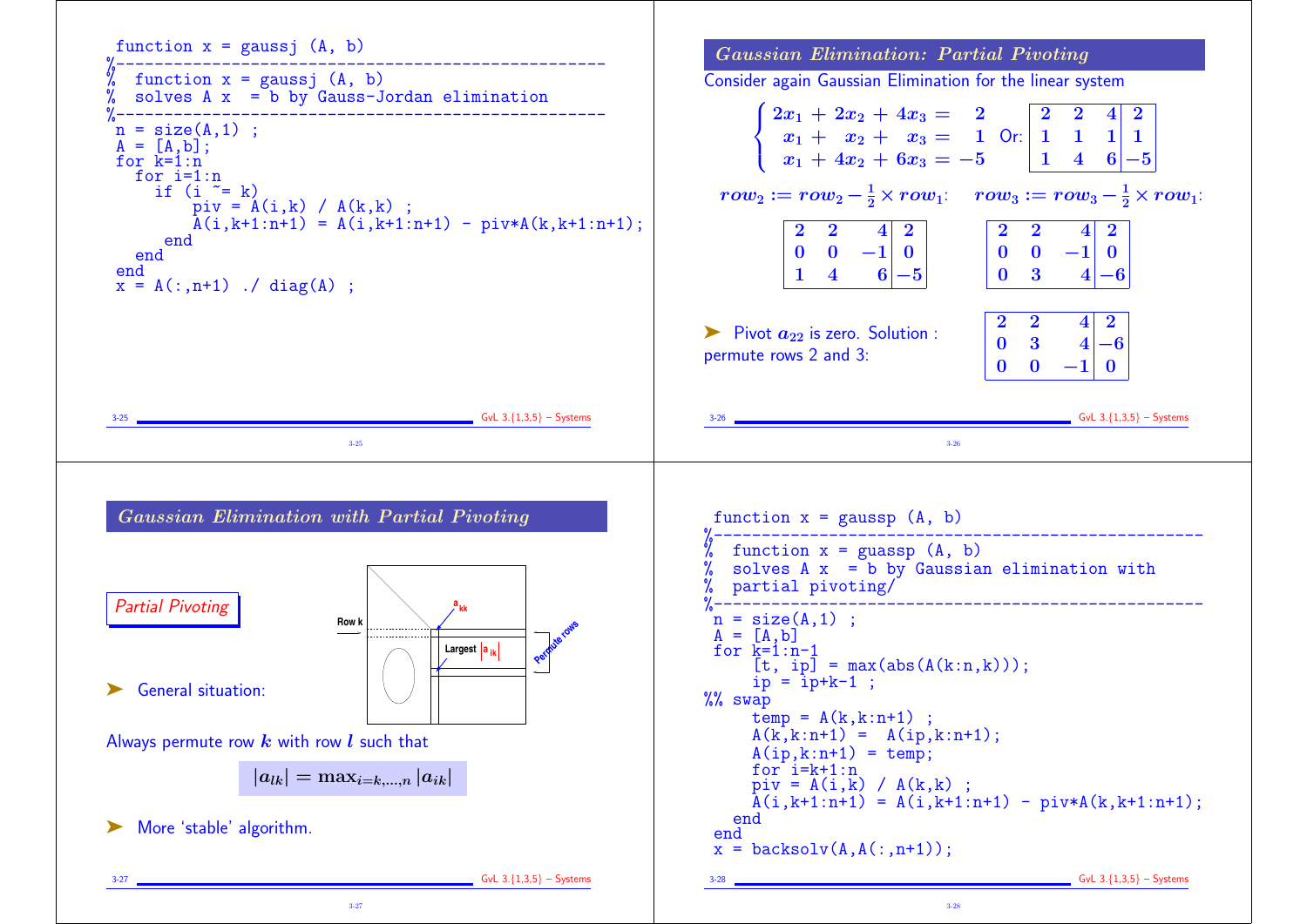```
function x = gaussj (A, b)
%---------------------------------------------------
%  function x = gaussj (A, b)
%  solves A x  = b by Gauss-Jordan elimination
%---------------------------------------------------
n = size(A,1) ;
A = [A,b];
for k=1:n
  for i=1:n
    if (i ~= k)
        piv = A(i,k) / A(k,k) ;
        A(i,k+1:n+1) = A(i,k+1:n+1) - piv*A(k,k+1:n+1);
     end
  end
end
x = A(:,n+1) ./ diag(A) ;
```

## Gaussian Elimination: Partial Pivoting

Consider again Gaussian Elimination for the linear system

$$\begin{cases} 2x_1 + 2x_2 + 4x_3 = 2 \\ x_1 + x_2 + x_3 = 1 \\ x_1 + 4x_2 + 6x_3 = -5 \end{cases} \quad \text{Or:} \quad \left[\begin{array}{ccc|c} 2 & 2 & 4 & 2 \\ 1 & 1 & 1 & 1 \\ 1 & 4 & 6 & -5 \end{array}\right]$$

$row_2 := row_2 - \frac{1}{2} \times row_1$:

$$\left[\begin{array}{ccc|c} 2 & 2 & 4 & 2 \\ 0 & 0 & -1 & 0 \\ 1 & 4 & 6 & -5 \end{array}\right]$$

$row_3 := row_3 - \frac{1}{2} \times row_1$:

$$\left[\begin{array}{ccc|c} 2 & 2 & 4 & 2 \\ 0 & 0 & -1 & 0 \\ 0 & 3 & 4 & -6 \end{array}\right]$$

- Pivot $a_{22}$ is zero. Solution : permute rows 2 and 3:

$$\left[\begin{array}{ccc|c} 2 & 2 & 4 & 2 \\ 0 & 3 & 4 & -6 \\ 0 & 0 & -1 & 0 \end{array}\right]$$

## Gaussian Elimination with Partial Pivoting

*Partial Pivoting*

- General situation:

Always permute row $k$ with row $l$ such that

$$|a_{lk}| = \max_{i=k,\ldots,n} |a_{ik}|$$

- More 'stable' algorithm.

```
function x = gaussp (A, b)
%---------------------------------------------------
%  function x = guassp (A, b)
%  solves A x  = b by Gaussian elimination with
%  partial pivoting/
%---------------------------------------------------
n = size(A,1) ;
A = [A,b]
for k=1:n-1
    [t, ip] = max(abs(A(k:n,k)));
    ip = ip+k-1 ;
%% swap
    temp = A(k,k:n+1) ;
    A(k,k:n+1) =  A(ip,k:n+1);
    A(ip,k:n+1) = temp;
    for i=k+1:n
    piv = A(i,k) / A(k,k) ;
    A(i,k+1:n+1) = A(i,k+1:n+1) - piv*A(k,k+1:n+1);
  end
end
x = backsolv(A,A(:,n+1));
```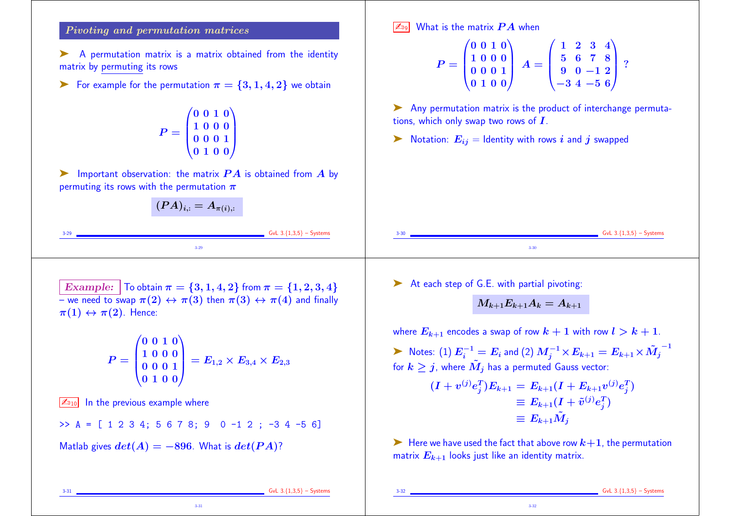## Pivoting and permutation matrices

- A permutation matrix is a matrix obtained from the identity matrix by permuting its rows
- For example for the permutation $\pi = \{3, 1, 4, 2\}$ we obtain

$$P = \begin{pmatrix} 0 & 0 & 1 & 0 \\ 1 & 0 & 0 & 0 \\ 0 & 0 & 0 & 1 \\ 0 & 1 & 0 & 0 \end{pmatrix}$$

- Important observation: the matrix $PA$ is obtained from $A$ by permuting its rows with the permutation $\pi$

$$(PA)_{i,:} = A_{\pi(i),:}$$

---

✍ What is the matrix $PA$ when

$$P = \begin{pmatrix} 0 & 0 & 1 & 0 \\ 1 & 0 & 0 & 0 \\ 0 & 0 & 0 & 1 \\ 0 & 1 & 0 & 0 \end{pmatrix} \quad A = \begin{pmatrix} 1 & 2 & 3 & 4 \\ 5 & 6 & 7 & 8 \\ 9 & 0 & -1 & 2 \\ -3 & 4 & -5 & 6 \end{pmatrix} \; ?$$

- Any permutation matrix is the product of interchange permutations, which only swap two rows of $I$.
- Notation: $E_{ij}$ = Identity with rows $i$ and $j$ swapped

---

***Example:*** To obtain $\pi = \{3, 1, 4, 2\}$ from $\pi = \{1, 2, 3, 4\}$ – we need to swap $\pi(2) \leftrightarrow \pi(3)$ then $\pi(3) \leftrightarrow \pi(4)$ and finally $\pi(1) \leftrightarrow \pi(2)$. Hence:

$$P = \begin{pmatrix} 0 & 0 & 1 & 0 \\ 1 & 0 & 0 & 0 \\ 0 & 0 & 0 & 1 \\ 0 & 1 & 0 & 0 \end{pmatrix} = E_{1,2} \times E_{3,4} \times E_{2,3}$$

✍ In the previous example where

```
>> A = [ 1 2 3 4; 5 6 7 8; 9  0 -1 2 ; -3 4 -5 6]
```

Matlab gives $det(A) = -896$. What is $det(PA)$?

---

- At each step of G.E. with partial pivoting:

$$M_{k+1} E_{k+1} A_k = A_{k+1}$$

where $E_{k+1}$ encodes a swap of row $k+1$ with row $l > k+1$.

- Notes: (1) $E_i^{-1} = E_i$ and (2) $M_j^{-1} \times E_{k+1} = E_{k+1} \times \tilde{M}_j^{-1}$ for $k \geq j$, where $\tilde{M}_j$ has a permuted Gauss vector:

$$\begin{aligned} (I + v^{(j)} e_j^T) E_{k+1} &= E_{k+1}(I + E_{k+1} v^{(j)} e_j^T) \\ &\equiv E_{k+1}(I + \tilde{v}^{(j)} e_j^T) \\ &\equiv E_{k+1} \tilde{M}_j \end{aligned}$$

- Here we have used the fact that above row $k+1$, the permutation matrix $E_{k+1}$ looks just like an identity matrix.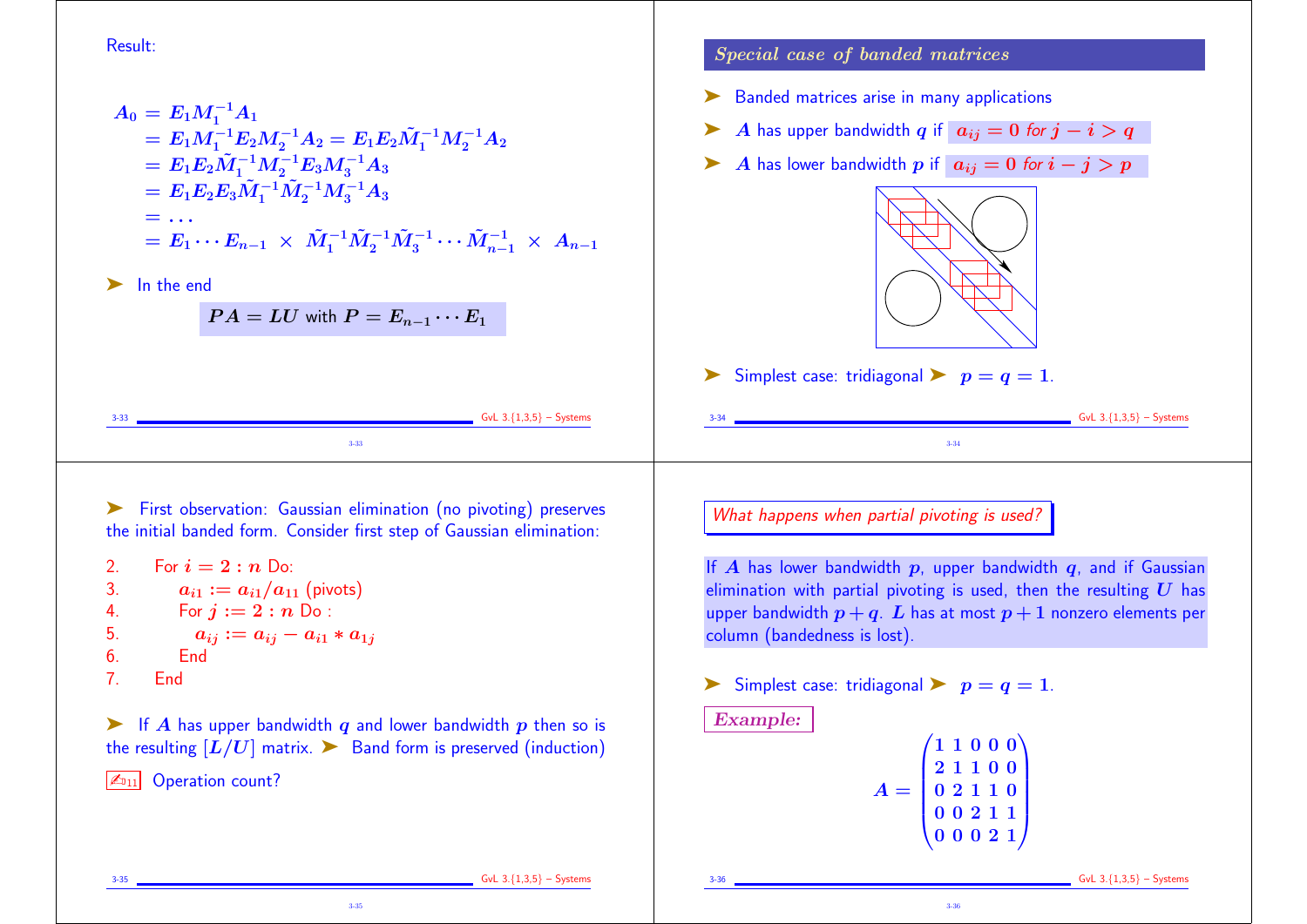Result:

$$
\begin{aligned}
A_0 &= E_1 M_1^{-1} A_1 \\
&= E_1 M_1^{-1} E_2 M_2^{-1} A_2 = E_1 E_2 \tilde{M}_1^{-1} M_2^{-1} A_2 \\
&= E_1 E_2 \tilde{M}_1^{-1} M_2^{-1} E_3 M_3^{-1} A_3 \\
&= E_1 E_2 E_3 \tilde{M}_1^{-1} \tilde{M}_2^{-1} M_3^{-1} A_3 \\
&= \ldots \\
&= E_1 \cdots E_{n-1} \times \tilde{M}_1^{-1} \tilde{M}_2^{-1} \tilde{M}_3^{-1} \cdots \tilde{M}_{n-1}^{-1} \times A_{n-1}
\end{aligned}
$$

- In the end

$$PA = LU \text{ with } P = E_{n-1} \cdots E_1$$

## Special case of banded matrices

- Banded matrices arise in many applications
- $A$ has upper bandwidth $q$ if $a_{ij} = 0$ for $j - i > q$
- $A$ has lower bandwidth $p$ if $a_{ij} = 0$ for $i - j > p$

- Simplest case: tridiagonal ➤ $p = q = 1$.

---

- First observation: Gaussian elimination (no pivoting) preserves the initial banded form. Consider first step of Gaussian elimination:

```
2.    For i = 2 : n Do:
3.        a_i1 := a_i1/a_11 (pivots)
4.        For j := 2 : n Do :
5.            a_ij := a_ij − a_i1 * a_1j
6.        End
7.    End
```

- If $A$ has upper bandwidth $q$ and lower bandwidth $p$ then so is the resulting $[L/U]$ matrix. ➤ Band form is preserved (induction)

✍11 Operation count?

---

*What happens when partial pivoting is used?*

If $A$ has lower bandwidth $p$, upper bandwidth $q$, and if Gaussian elimination with partial pivoting is used, then the resulting $U$ has upper bandwidth $p + q$. $L$ has at most $p + 1$ nonzero elements per column (bandedness is lost).

- Simplest case: tridiagonal ➤ $p = q = 1$.

**Example:**

$$
A = \begin{pmatrix} 1 & 1 & 0 & 0 & 0 \\ 2 & 1 & 1 & 0 & 0 \\ 0 & 2 & 1 & 1 & 0 \\ 0 & 0 & 2 & 1 & 1 \\ 0 & 0 & 0 & 2 & 1 \end{pmatrix}
$$